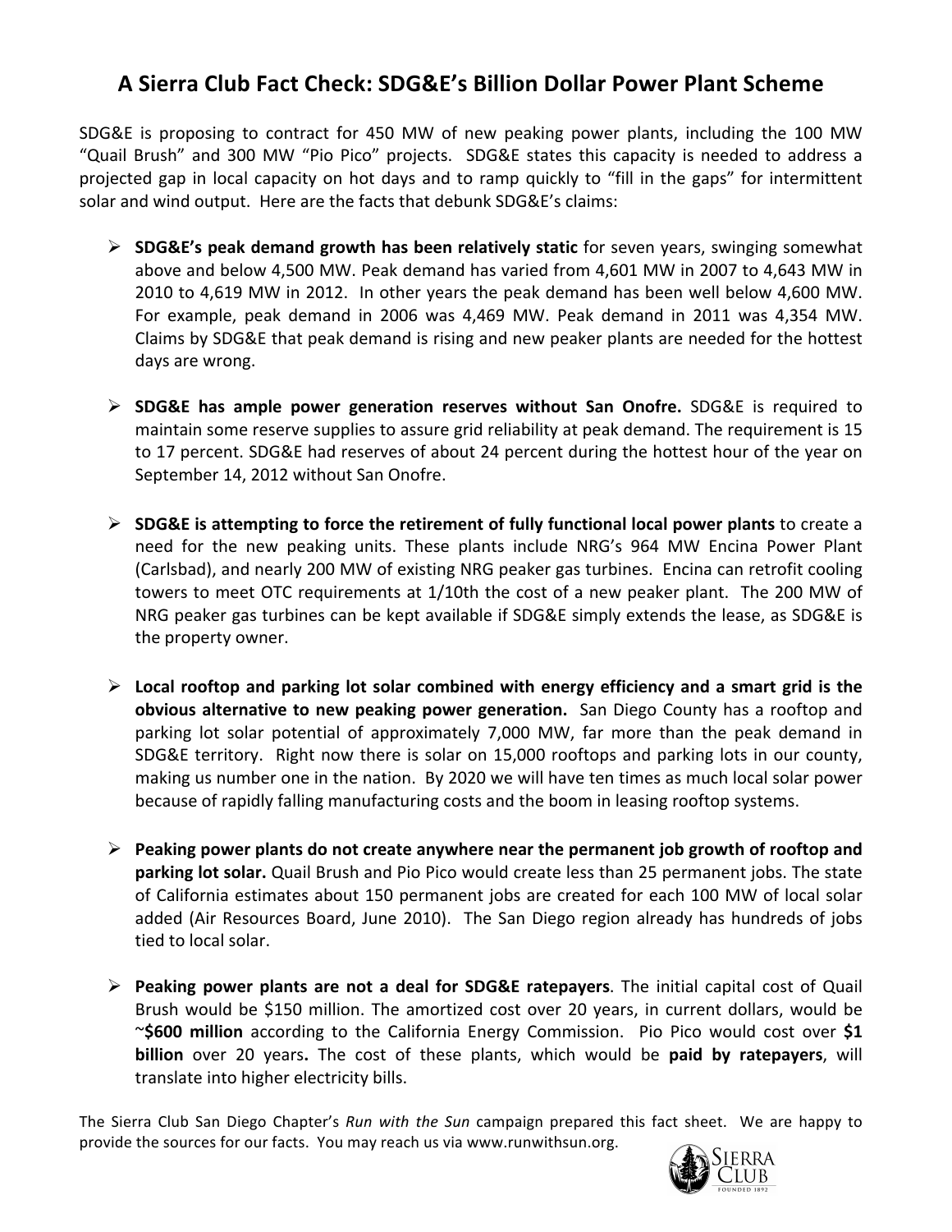# A Sierra Club Fact Check: SDG&E's Billion Dollar Power Plant Scheme

SDG&E is proposing to contract for 450 MW of new peaking power plants, including the 100 MW "Quail Brush" and 300 MW "Pio Pico" projects. SDG&E states this capacity is needed to address a projected gap in local capacity on hot days and to ramp quickly to "fill in the gaps" for intermittent solar and wind output. Here are the facts that debunk SDG&E's claims:

- **SDG&E's peak demand growth has been relatively static** for seven years, swinging somewhat above and below 4,500 MW. Peak demand has varied from 4,601 MW in 2007 to 4,643 MW in 2010 to 4,619 MW in 2012. In other years the peak demand has been well below 4,600 MW. For example, peak demand in 2006 was 4,469 MW. Peak demand in 2011 was 4,354 MW. Claims by SDG&E that peak demand is rising and new peaker plants are needed for the hottest days are wrong.

- **SDG&E has ample power generation reserves without San Onofre.** SDG&E is required to maintain some reserve supplies to assure grid reliability at peak demand. The requirement is 15 to 17 percent. SDG&E had reserves of about 24 percent during the hottest hour of the year on September 14, 2012 without San Onofre.

- **SDG&E is attempting to force the retirement of fully functional local power plants** to create a need for the new peaking units. These plants include NRG's 964 MW Encina Power Plant (Carlsbad), and nearly 200 MW of existing NRG peaker gas turbines. Encina can retrofit cooling towers to meet OTC requirements at 1/10th the cost of a new peaker plant. The 200 MW of NRG peaker gas turbines can be kept available if SDG&E simply extends the lease, as SDG&E is the property owner.

- **Local rooftop and parking lot solar combined with energy efficiency and a smart grid is the obvious alternative to new peaking power generation.** San Diego County has a rooftop and parking lot solar potential of approximately 7,000 MW, far more than the peak demand in SDG&E territory. Right now there is solar on 15,000 rooftops and parking lots in our county, making us number one in the nation. By 2020 we will have ten times as much local solar power because of rapidly falling manufacturing costs and the boom in leasing rooftop systems.

- **Peaking power plants do not create anywhere near the permanent job growth of rooftop and parking lot solar.** Quail Brush and Pio Pico would create less than 25 permanent jobs. The state of California estimates about 150 permanent jobs are created for each 100 MW of local solar added (Air Resources Board, June 2010). The San Diego region already has hundreds of jobs tied to local solar.

- **Peaking power plants are not a deal for SDG&E ratepayers**. The initial capital cost of Quail Brush would be $150 million. The amortized cost over 20 years, in current dollars, would be ~**$600 million** according to the California Energy Commission. Pio Pico would cost over **$1 billion** over 20 years**.** The cost of these plants, which would be **paid by ratepayers**, will translate into higher electricity bills.

The Sierra Club San Diego Chapter's *Run with the Sun* campaign prepared this fact sheet. We are happy to provide the sources for our facts. You may reach us via www.runwithsun.org.

Sierra Club
Founded 1892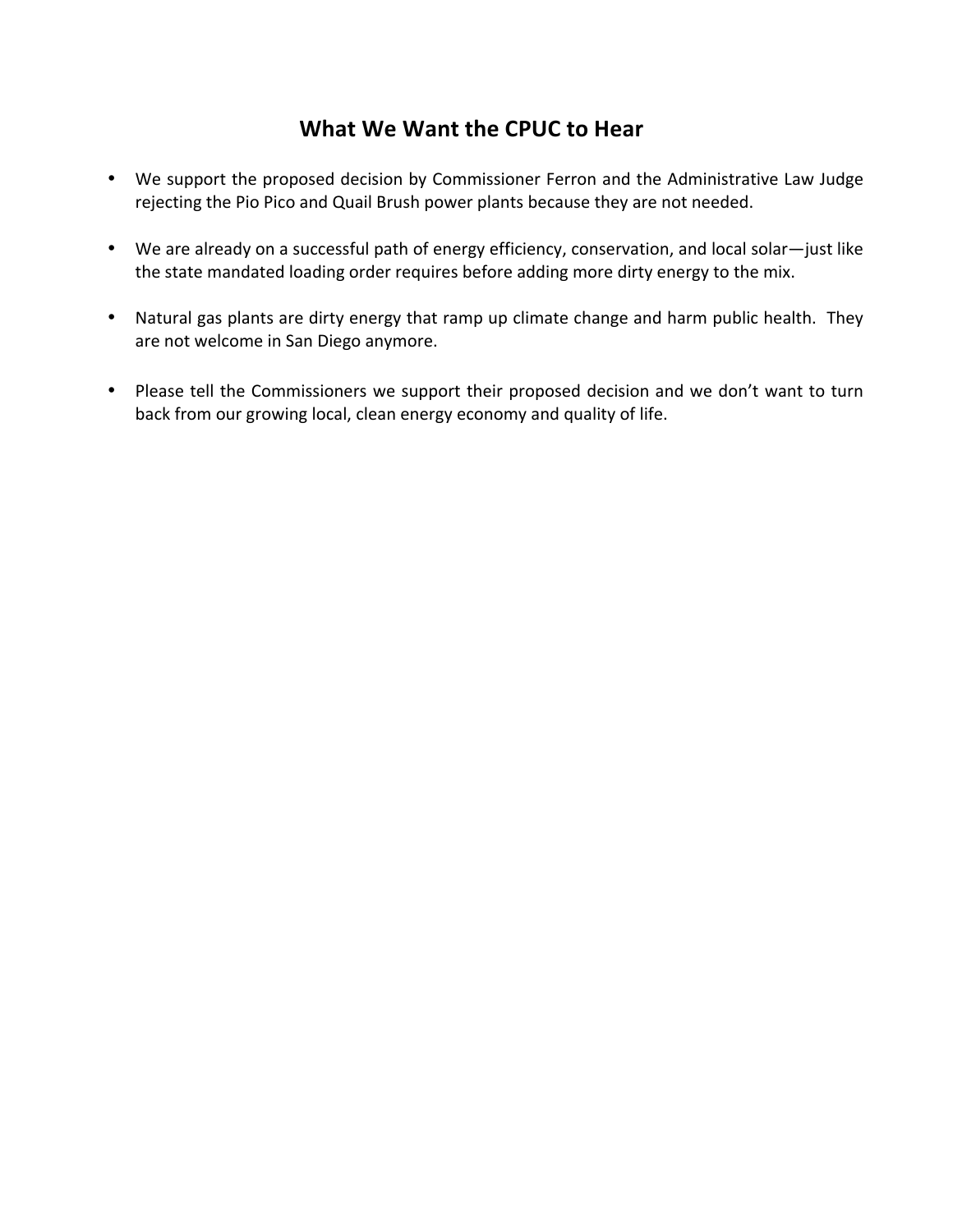# What We Want the CPUC to Hear

- We support the proposed decision by Commissioner Ferron and the Administrative Law Judge rejecting the Pio Pico and Quail Brush power plants because they are not needed.
- We are already on a successful path of energy efficiency, conservation, and local solar—just like the state mandated loading order requires before adding more dirty energy to the mix.
- Natural gas plants are dirty energy that ramp up climate change and harm public health. They are not welcome in San Diego anymore.
- Please tell the Commissioners we support their proposed decision and we don't want to turn back from our growing local, clean energy economy and quality of life.